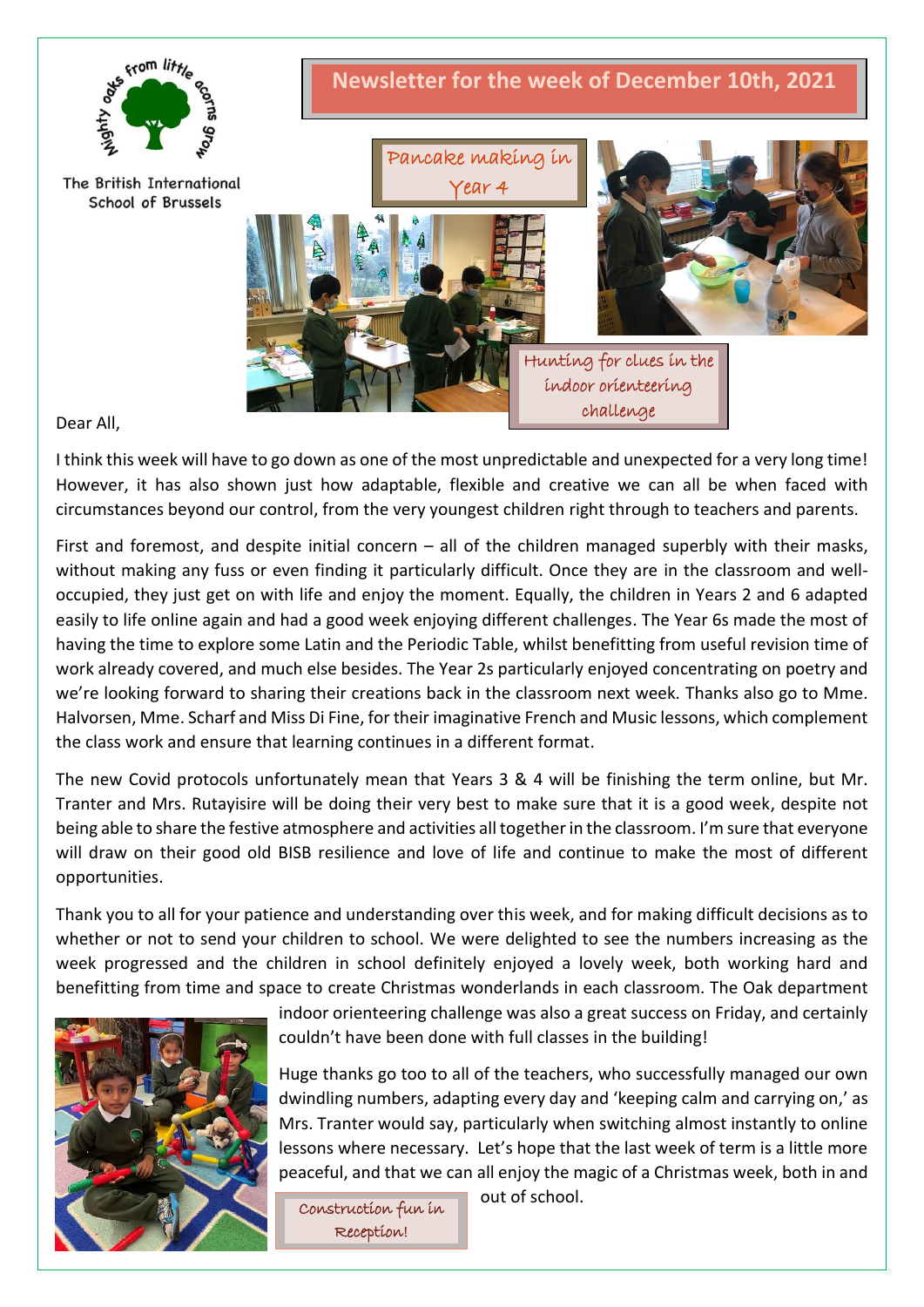Mighty oaks from little acorns grow

The British International School of Brussels

# Newsletter for the week of December 10th, 2021

Pancake making in Year 4

Hunting for clues in the indoor orienteering challenge

Dear All,

I think this week will have to go down as one of the most unpredictable and unexpected for a very long time! However, it has also shown just how adaptable, flexible and creative we can all be when faced with circumstances beyond our control, from the very youngest children right through to teachers and parents.

First and foremost, and despite initial concern – all of the children managed superbly with their masks, without making any fuss or even finding it particularly difficult. Once they are in the classroom and well-occupied, they just get on with life and enjoy the moment. Equally, the children in Years 2 and 6 adapted easily to life online again and had a good week enjoying different challenges. The Year 6s made the most of having the time to explore some Latin and the Periodic Table, whilst benefitting from useful revision time of work already covered, and much else besides. The Year 2s particularly enjoyed concentrating on poetry and we're looking forward to sharing their creations back in the classroom next week. Thanks also go to Mme. Halvorsen, Mme. Scharf and Miss Di Fine, for their imaginative French and Music lessons, which complement the class work and ensure that learning continues in a different format.

The new Covid protocols unfortunately mean that Years 3 & 4 will be finishing the term online, but Mr. Tranter and Mrs. Rutayisire will be doing their very best to make sure that it is a good week, despite not being able to share the festive atmosphere and activities all together in the classroom. I'm sure that everyone will draw on their good old BISB resilience and love of life and continue to make the most of different opportunities.

Thank you to all for your patience and understanding over this week, and for making difficult decisions as to whether or not to send your children to school. We were delighted to see the numbers increasing as the week progressed and the children in school definitely enjoyed a lovely week, both working hard and benefitting from time and space to create Christmas wonderlands in each classroom. The Oak department indoor orienteering challenge was also a great success on Friday, and certainly couldn't have been done with full classes in the building!

Huge thanks go too to all of the teachers, who successfully managed our own dwindling numbers, adapting every day and 'keeping calm and carrying on,' as Mrs. Tranter would say, particularly when switching almost instantly to online lessons where necessary. Let's hope that the last week of term is a little more peaceful, and that we can all enjoy the magic of a Christmas week, both in and out of school.

Construction fun in Reception!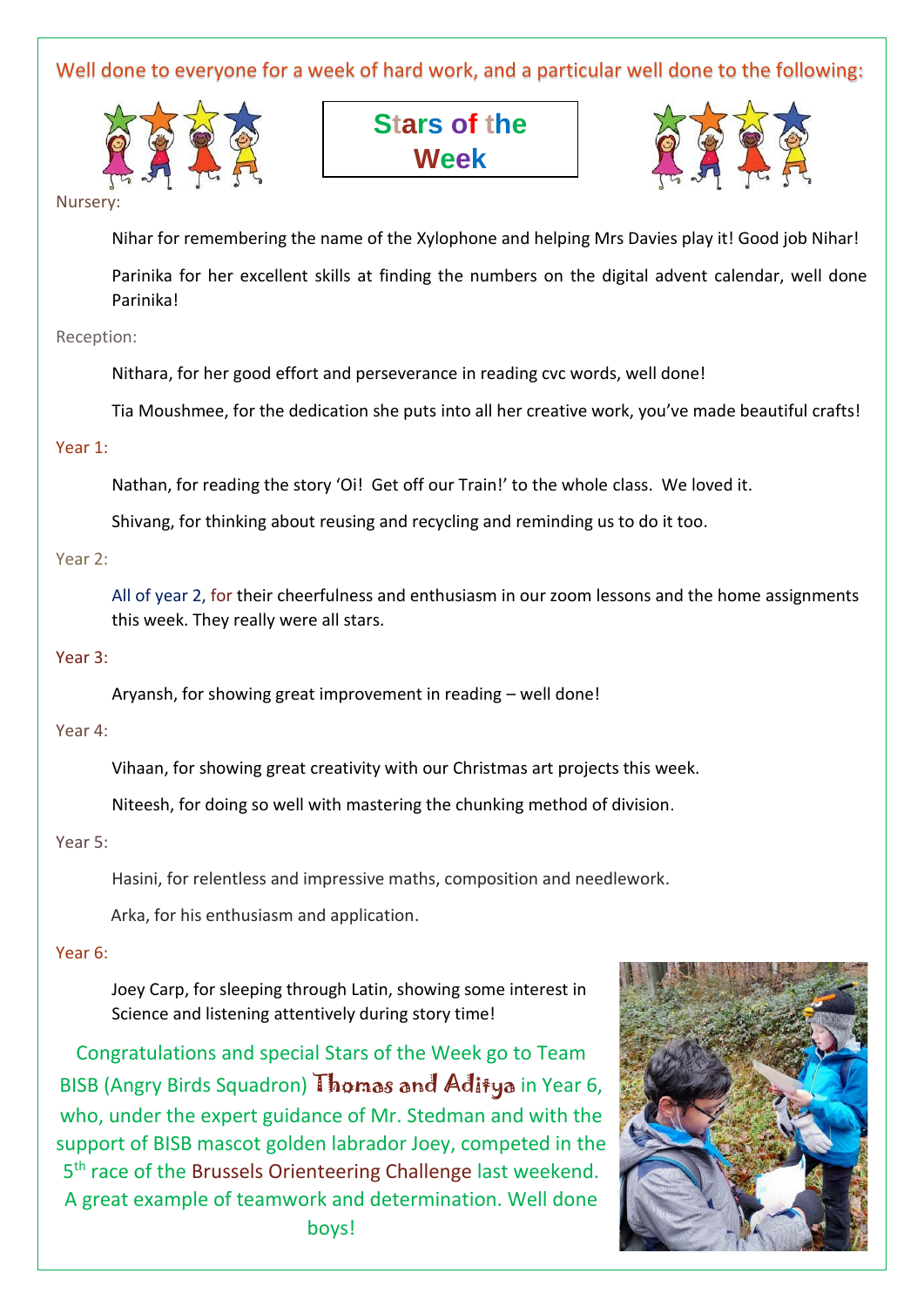Well done to everyone for a week of hard work, and a particular well done to the following:

# Stars of the Week

Nursery:

Nihar for remembering the name of the Xylophone and helping Mrs Davies play it! Good job Nihar!

Parinika for her excellent skills at finding the numbers on the digital advent calendar, well done Parinika!

Reception:

Nithara, for her good effort and perseverance in reading cvc words, well done!

Tia Moushmee, for the dedication she puts into all her creative work, you've made beautiful crafts!

Year 1:

Nathan, for reading the story 'Oi! Get off our Train!' to the whole class. We loved it.

Shivang, for thinking about reusing and recycling and reminding us to do it too.

Year 2:

All of year 2, for their cheerfulness and enthusiasm in our zoom lessons and the home assignments this week. They really were all stars.

Year 3:

Aryansh, for showing great improvement in reading – well done!

Year 4:

Vihaan, for showing great creativity with our Christmas art projects this week.

Niteesh, for doing so well with mastering the chunking method of division.

Year 5:

Hasini, for relentless and impressive maths, composition and needlework.

Arka, for his enthusiasm and application.

Year 6:

Joey Carp, for sleeping through Latin, showing some interest in Science and listening attentively during story time!

Congratulations and special Stars of the Week go to Team BISB (Angry Birds Squadron) Thomas and Aditya in Year 6, who, under the expert guidance of Mr. Stedman and with the support of BISB mascot golden labrador Joey, competed in the 5th race of the Brussels Orienteering Challenge last weekend. A great example of teamwork and determination. Well done boys!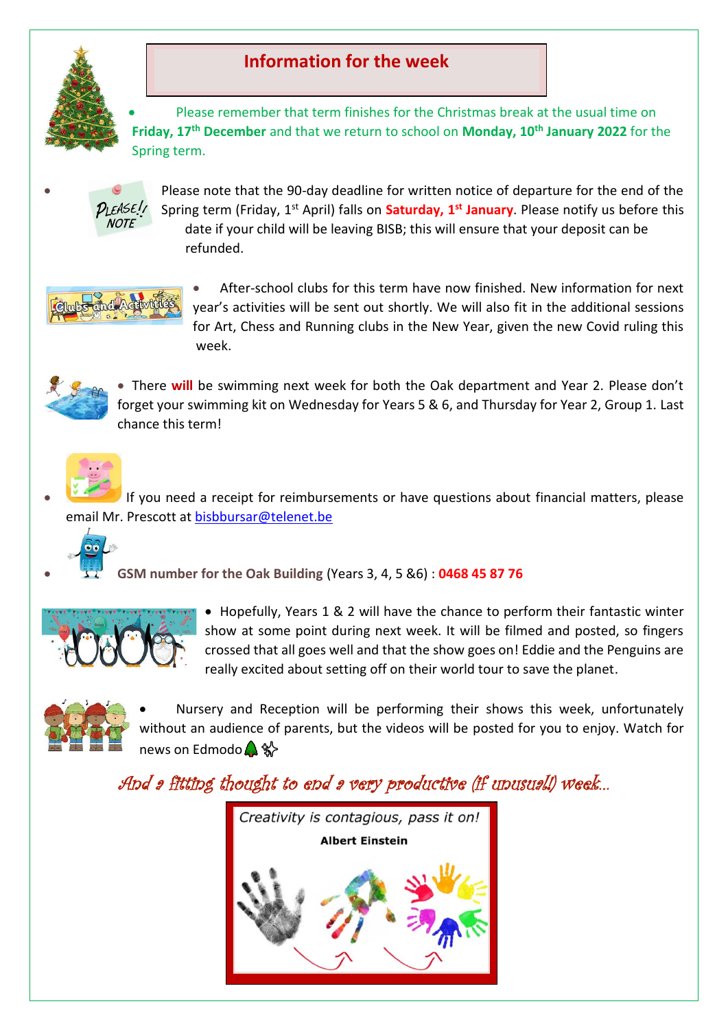## Information for the week

- Please remember that term finishes for the Christmas break at the usual time on **Friday, 17th December** and that we return to school on **Monday, 10th January 2022** for the Spring term.

- Please note that the 90-day deadline for written notice of departure for the end of the Spring term (Friday, 1st April) falls on **Saturday, 1st January**. Please notify us before this date if your child will be leaving BISB; this will ensure that your deposit can be refunded.

- After-school clubs for this term have now finished. New information for next year's activities will be sent out shortly. We will also fit in the additional sessions for Art, Chess and Running clubs in the New Year, given the new Covid ruling this week.

- There **will** be swimming next week for both the Oak department and Year 2. Please don't forget your swimming kit on Wednesday for Years 5 & 6, and Thursday for Year 2, Group 1. Last chance this term!

- If you need a receipt for reimbursements or have questions about financial matters, please email Mr. Prescott at bisbbursar@telenet.be

- **GSM number for the Oak Building** (Years 3, 4, 5 &6) : **0468 45 87 76**

- Hopefully, Years 1 & 2 will have the chance to perform their fantastic winter show at some point during next week. It will be filmed and posted, so fingers crossed that all goes well and that the show goes on! Eddie and the Penguins are really excited about setting off on their world tour to save the planet.

- Nursery and Reception will be performing their shows this week, unfortunately without an audience of parents, but the videos will be posted for you to enjoy. Watch for news on Edmodo 🌲✨

*And a fitting thought to end a very productive (if unusual) week…*

Creativity is contagious, pass it on!

**Albert Einstein**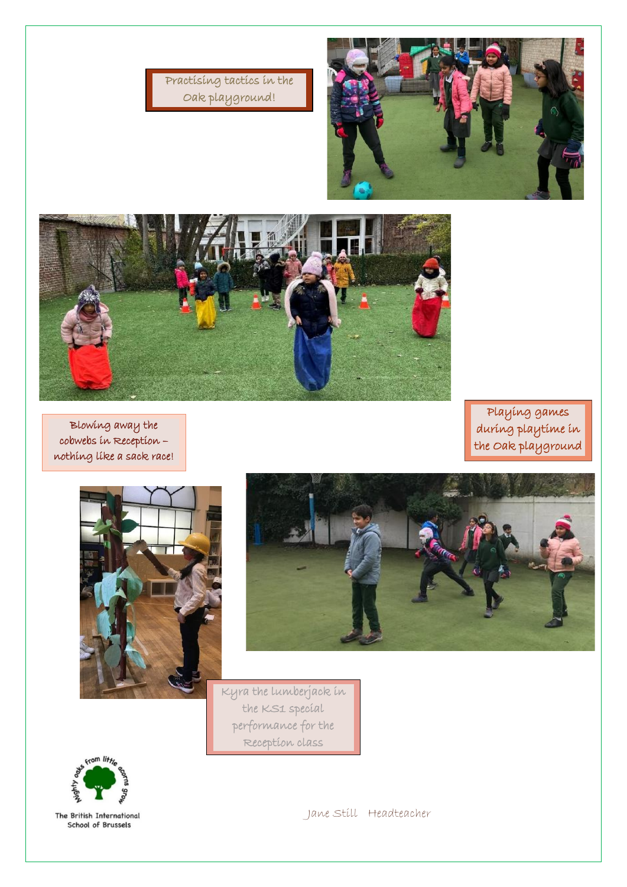Practising tactics in the Oak playground!

Blowing away the cobwebs in Reception – nothing like a sack race!

Playing games during playtime in the Oak playground

Kyra the lumberjack in the KS1 special performance for the Reception class

Mighty oaks from little acorns grow

The British International School of Brussels

Jane Still Headteacher